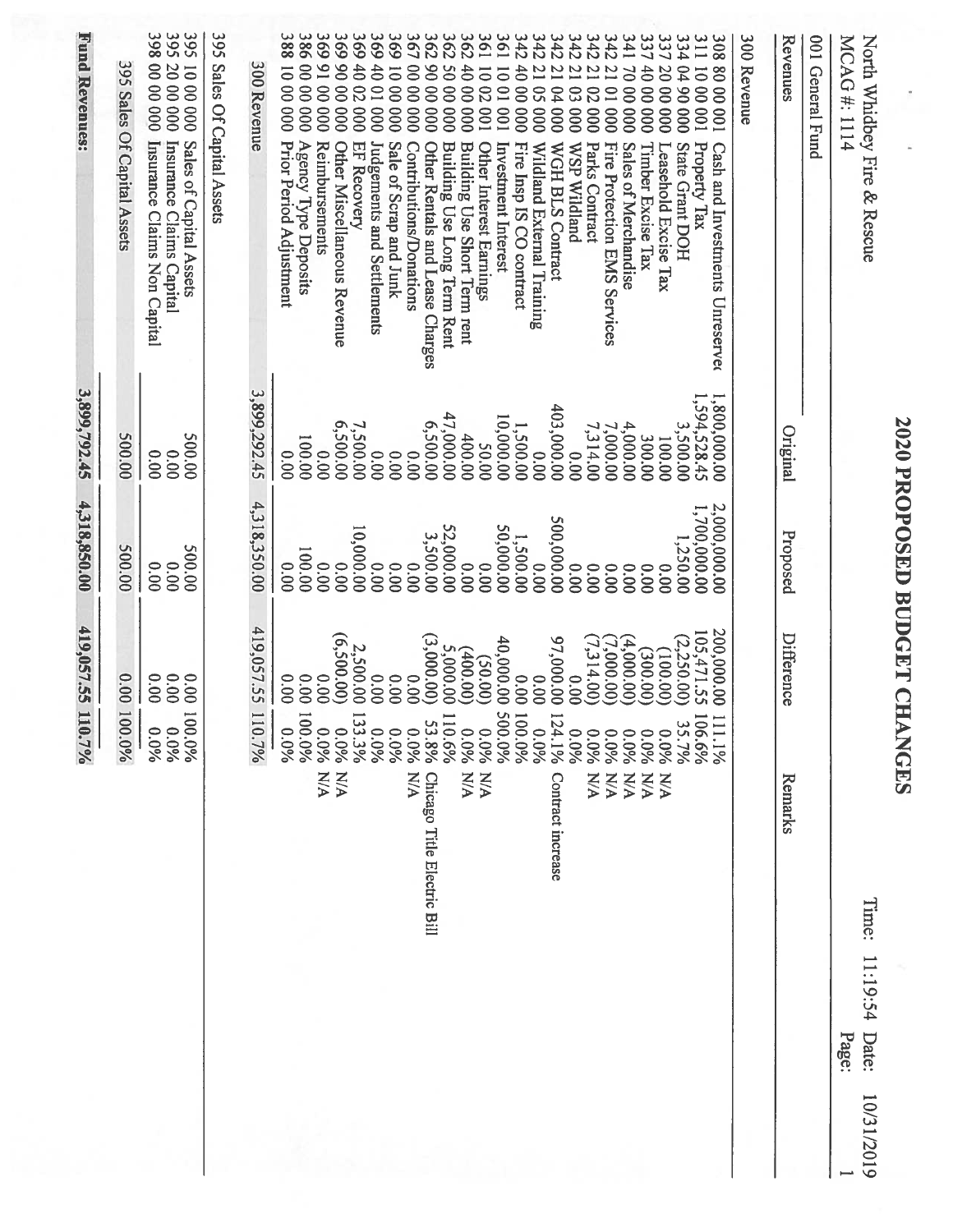# 2020 PROPOSED BUDGET CHANGES

North Whidbey Fire & Rescue
MCAG #: 1114

Time: 11:19:54 Date: 10/31/2019
Page: 1

## 001 General Fund

| Revenues | | Original | Proposed | Difference | | Remarks |
|---|---|---|---|---|---|---|
| **300 Revenue** | | | | | | |
| 308 80 00 001 | Cash and Investments Unreserved | 1,800,000.00 | 2,000,000.00 | 200,000.00 | 111.1% | |
| 311 10 00 001 | Property Tax | 1,594,528.45 | 1,700,000.00 | 105,471.55 | 106.6% | |
| 334 04 90 000 | State Grant DOH | 3,500.00 | 1,250.00 | (2,250.00) | 35.7% | |
| 337 20 00 000 | Leasehold Excise Tax | 100.00 | 0.00 | (100.00) | 0.0% | N/A |
| 337 40 00 000 | Timber Excise Tax | 300.00 | 0.00 | (300.00) | 0.0% | N/A |
| 341 70 00 000 | Sales of Merchandise | 4,000.00 | 0.00 | (4,000.00) | 0.0% | N/A |
| 342 21 01 000 | Fire Protection EMS Services | 7,000.00 | 0.00 | (7,000.00) | 0.0% | N/A |
| 342 21 02 000 | Parks Contract | 7,314.00 | 0.00 | (7,314.00) | 0.0% | N/A |
| 342 21 03 000 | WSP Wildland | 0.00 | 0.00 | 0.00 | 0.0% | |
| 342 21 04 000 | WGH BLS Contract | 403,000.00 | 500,000.00 | 97,000.00 | 124.1% | Contract increase |
| 342 21 05 000 | Wildland External Training | 0.00 | 0.00 | 0.00 | 0.0% | |
| 342 40 00 000 | Fire Insp IS CO contract | 1,500.00 | 1,500.00 | 0.00 | 100.0% | |
| 361 10 01 001 | Investment Interest | 10,000.00 | 50,000.00 | 40,000.00 | 500.0% | |
| 361 10 02 001 | Other Interest Earnings | 50.00 | 0.00 | (50.00) | 0.0% | N/A |
| 362 40 00 000 | Building Use Short Term rent | 400.00 | 0.00 | (400.00) | 0.0% | N/A |
| 362 50 00 000 | Building Use Long Term Rent | 47,000.00 | 52,000.00 | 5,000.00 | 110.6% | |
| 362 90 00 000 | Other Rentals and Lease Charges | 6,500.00 | 3,500.00 | (3,000.00) | 53.8% | Chicago Title Electric Bill |
| 367 00 00 000 | Contributions/Donations | 0.00 | 0.00 | 0.00 | 0.0% | N/A |
| 369 10 00 000 | Sale of Scrap and Junk | 0.00 | 0.00 | 0.00 | 0.0% | |
| 369 40 01 000 | Judgements and Settlements | 0.00 | 0.00 | 0.00 | 0.0% | |
| 369 40 02 000 | EF Recovery | 7,500.00 | 10,000.00 | 2,500.00 | 133.3% | |
| 369 90 00 000 | Other Miscellaneous Revenue | 6,500.00 | 0.00 | (6,500.00) | 0.0% | N/A |
| 369 91 00 000 | Reimbursements | 0.00 | 0.00 | 0.00 | 0.0% | N/A |
| 386 00 00 000 | Agency Type Deposits | 100.00 | 100.00 | 0.00 | 100.0% | |
| 388 10 00 000 | Prior Period Adjustment | 0.00 | 0.00 | 0.00 | 0.0% | |
| **300 Revenue** | | 3,899,292.45 | 4,318,350.00 | 419,057.55 | 110.7% | |
| **395 Sales Of Capital Assets** | | | | | | |
| 395 10 00 000 | Sales of Capital Assets | 500.00 | 500.00 | 0.00 | 100.0% | |
| 395 20 00 000 | Insurance Claims Capital | 0.00 | 0.00 | 0.00 | 0.0% | |
| 398 00 00 000 | Insurance Claims Non Capital | 0.00 | 0.00 | 0.00 | 0.0% | |
| **395 Sales Of Capital Assets** | | 500.00 | 500.00 | 0.00 | 100.0% | |
| **Fund Revenues:** | | **3,899,792.45** | **4,318,850.00** | **419,057.55** | **110.7%** | |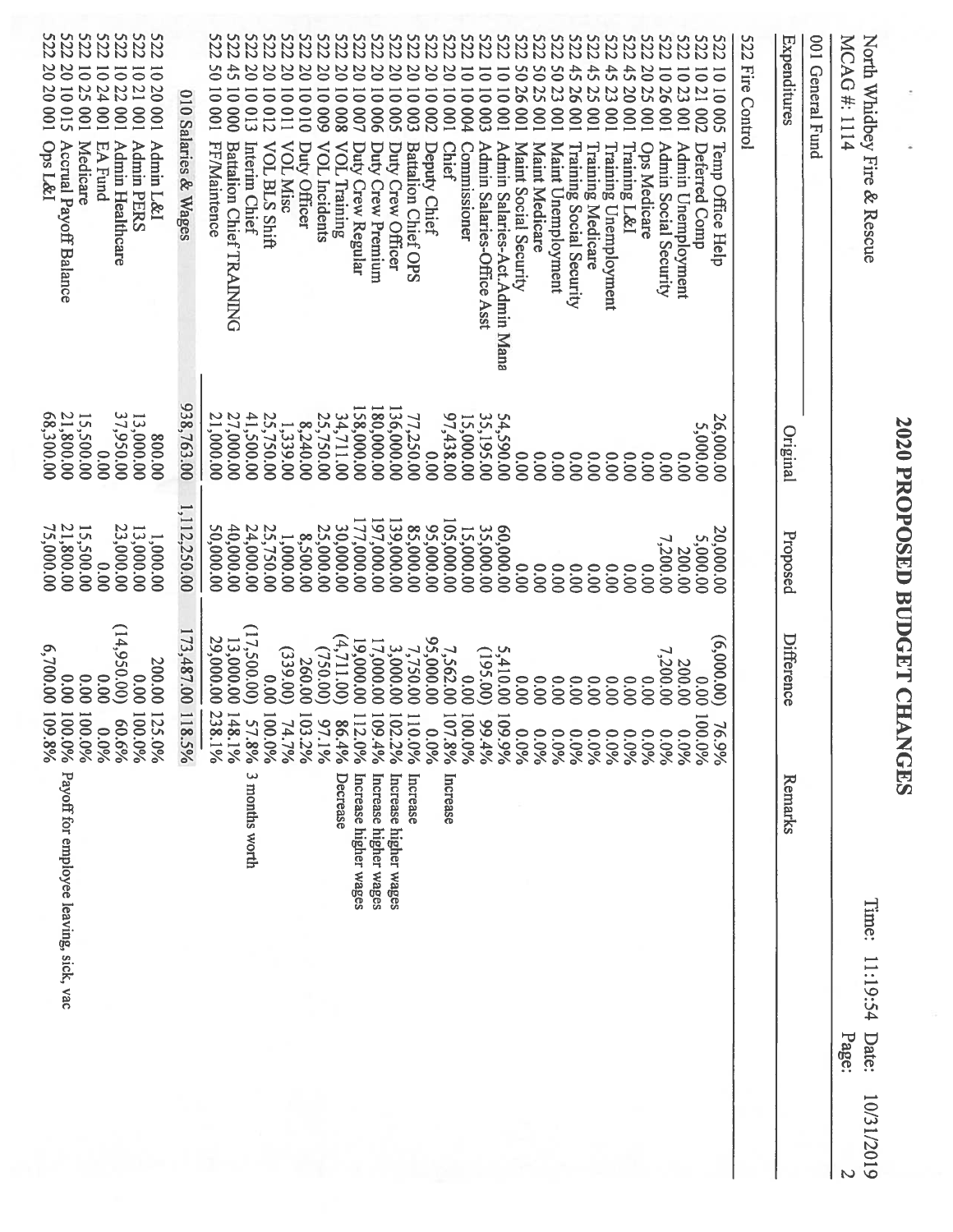# 2020 PROPOSED BUDGET CHANGES

North Whidbey Fire & Rescue
MCAG #: 1114

Time: 11:19:54 Date: 10/31/2019
Page: 2

001 General Fund

| Expenditures | | Original | Proposed | Difference | | Remarks |
|---|---|---|---|---|---|---|
| **522 Fire Control** | | | | | | |
| 522 10 10 005 | Temp Office Help | 26,000.00 | 20,000.00 | (6,000.00) | 76.9% | |
| 522 10 21 002 | Deferred Comp | 5,000.00 | 5,000.00 | 0.00 | 100.0% | |
| 522 10 23 001 | Admin Unemployment | 0.00 | 200.00 | 200.00 | 0.0% | |
| 522 10 26 001 | Admin Social Security | 0.00 | 7,200.00 | 7,200.00 | 0.0% | |
| 522 20 25 001 | Ops Medicare | 0.00 | 0.00 | 0.00 | 0.0% | |
| 522 45 20 001 | Training L&I | 0.00 | 0.00 | 0.00 | 0.0% | |
| 522 45 23 001 | Training Unemployment | 0.00 | 0.00 | 0.00 | 0.0% | |
| 522 45 25 001 | Training Medicare | 0.00 | 0.00 | 0.00 | 0.0% | |
| 522 45 26 001 | Training Social Security | 0.00 | 0.00 | 0.00 | 0.0% | |
| 522 50 23 001 | Maint Unemployment | 0.00 | 0.00 | 0.00 | 0.0% | |
| 522 50 25 001 | Maint Medicare | 0.00 | 0.00 | 0.00 | 0.0% | |
| 522 50 26 001 | Maint Social Security | 0.00 | 0.00 | 0.00 | 0.0% | |
| 522 10 10 001 | Admin Salaries-Act.Admin Mana | 54,590.00 | 60,000.00 | 5,410.00 | 109.9% | |
| 522 10 10 003 | Admin Salaries-Office Asst | 35,195.00 | 35,000.00 | (195.00) | 99.4% | |
| 522 10 10 004 | Commissioner | 15,000.00 | 15,000.00 | 0.00 | 100.0% | |
| 522 20 10 001 | Chief | 97,438.00 | 105,000.00 | 7,562.00 | 107.8% | Increase |
| 522 20 10 002 | Deputy Chief | 0.00 | 95,000.00 | 95,000.00 | 0.0% | |
| 522 20 10 003 | Battalion Chief OPS | 77,250.00 | 85,000.00 | 7,750.00 | 110.0% | Increase |
| 522 20 10 005 | Duty Crew Officer | 136,000.00 | 139,000.00 | 3,000.00 | 102.2% | Increase higher wages |
| 522 20 10 006 | Duty Crew Premium | 180,000.00 | 197,000.00 | 17,000.00 | 109.4% | Increase higher wages |
| 522 20 10 007 | Duty Crew Regular | 158,000.00 | 177,000.00 | 19,000.00 | 112.0% | Increase higher wages |
| 522 20 10 008 | VOL Training | 34,711.00 | 30,000.00 | (4,711.00) | 86.4% | Decrease |
| 522 20 10 009 | VOL Incidents | 25,750.00 | 25,000.00 | (750.00) | 97.1% | |
| 522 20 10 010 | Duty Officer | 8,240.00 | 8,500.00 | 260.00 | 103.2% | |
| 522 20 10 011 | VOL Misc | 1,339.00 | 1,000.00 | (339.00) | 74.7% | |
| 522 20 10 012 | VOL BLS Shift | 25,750.00 | 25,750.00 | 0.00 | 100.0% | |
| 522 20 10 013 | Interim Chief | 41,500.00 | 24,000.00 | (17,500.00) | 57.8% | 3 months worth |
| 522 45 10 000 | Battalion Chief TRAINING | 27,000.00 | 40,000.00 | 13,000.00 | 148.1% | |
| 522 50 10 001 | FF/Maintence | 21,000.00 | 50,000.00 | 29,000.00 | 238.1% | |
| | **010 Salaries & Wages** | **938,763.00** | **1,112,250.00** | **173,487.00** | **118.5%** | |
| 522 10 20 001 | Admin L&I | 800.00 | 1,000.00 | 200.00 | 125.0% | |
| 522 10 21 001 | Admin PERS | 13,000.00 | 13,000.00 | 0.00 | 100.0% | |
| 522 10 22 001 | Admin Healthcare | 37,950.00 | 23,000.00 | (14,950.00) | 60.6% | |
| 522 10 24 001 | EA Fund | 0.00 | 0.00 | 0.00 | 0.0% | |
| 522 10 25 001 | Medicare | 15,500.00 | 15,500.00 | 0.00 | 100.0% | |
| 522 20 10 015 | Accrual Payoff Balance | 21,800.00 | 21,800.00 | 0.00 | 100.0% | Payoff for employee leaving, sick, vac |
| 522 20 20 001 | Ops L&I | 68,300.00 | 75,000.00 | 6,700.00 | 109.8% | |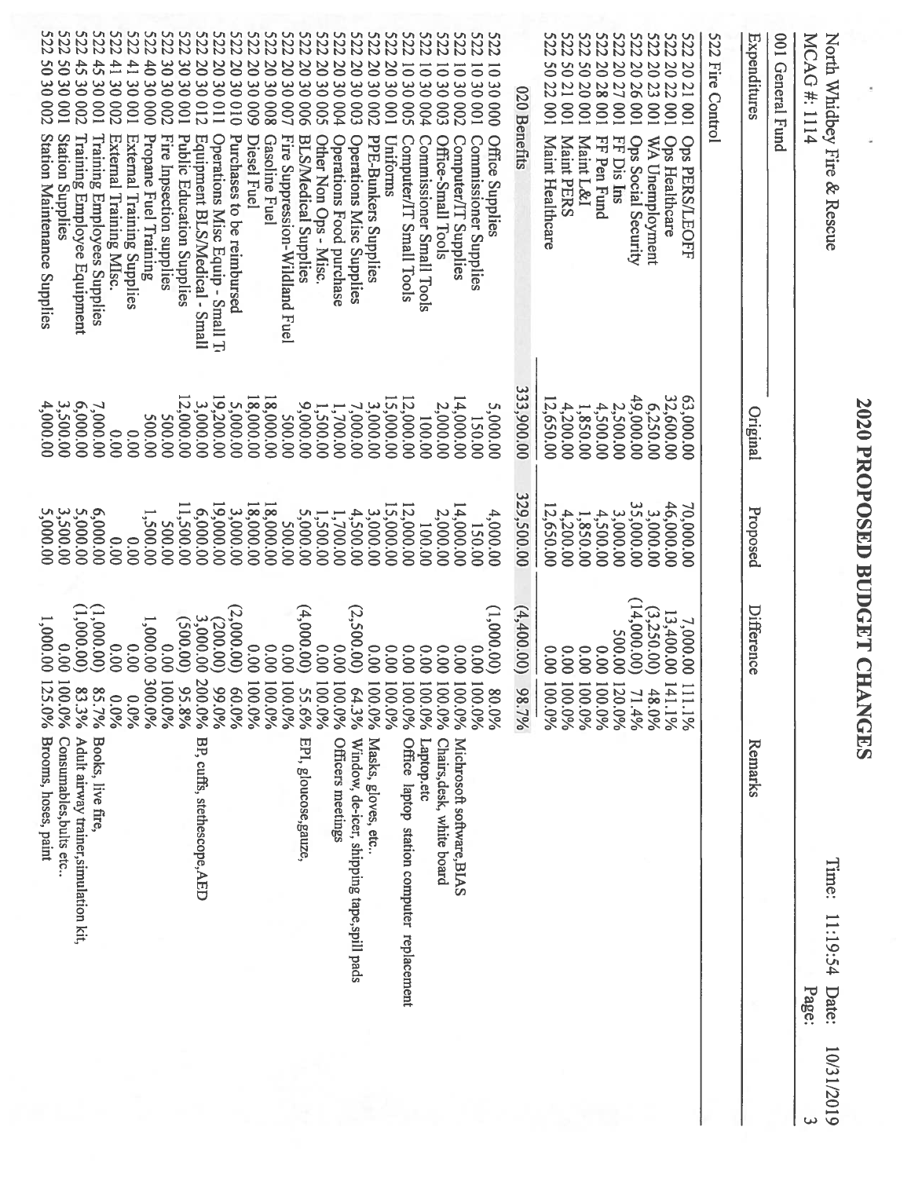# 2020 PROPOSED BUDGET CHANGES

North Whidbey Fire & Rescue
MCAG #: 1114

Time: 11:19:54 Date: 10/31/2019

001 General Fund

| Expenditures | | Original | Proposed | Difference | | Remarks |
|---|---|---|---|---|---|---|
| **522 Fire Control** | | | | | | |
| 522 20 21 001 | Ops PERS/LEOFF | 63,000.00 | 70,000.00 | 7,000.00 | 111.1% | |
| 522 20 22 001 | Ops Healthcare | 32,600.00 | 46,000.00 | 13,400.00 | 141.1% | |
| 522 20 23 001 | WA Unemployment | 6,250.00 | 3,000.00 | (3,250.00) | 48.0% | |
| 522 20 26 001 | Ops Social Security | 49,000.00 | 35,000.00 | (14,000.00) | 71.4% | |
| 522 20 27 001 | FF Dis Ins | 2,500.00 | 3,000.00 | 500.00 | 120.0% | |
| 522 20 28 001 | FF Pen Fund | 4,500.00 | 4,500.00 | 0.00 | 100.0% | |
| 522 50 20 001 | Maint L&I | 1,850.00 | 1,850.00 | 0.00 | 100.0% | |
| 522 50 21 001 | Maint PERS | 4,200.00 | 4,200.00 | 0.00 | 100.0% | |
| 522 50 22 001 | Maint Healthcare | 12,650.00 | 12,650.00 | 0.00 | 100.0% | |
| | **020 Benefits** | **333,900.00** | **329,500.00** | **(4,400.00)** | **98.7%** | |
| 522 10 30 000 | Office Supplies | 5,000.00 | 4,000.00 | (1,000.00) | 80.0% | |
| 522 10 30 001 | Commissioner Supplies | 150.00 | 150.00 | 0.00 | 100.0% | |
| 522 10 30 002 | Computer/IT Supplies | 14,000.00 | 14,000.00 | 0.00 | 100.0% | Michrosoft software,BIAS |
| 522 10 30 003 | Office-Small Tools | 2,000.00 | 2,000.00 | 0.00 | 100.0% | Chairs,desk, white board |
| 522 10 30 004 | Commissioner Small Tools | 100.00 | 100.00 | 0.00 | 100.0% | Laptop,etc |
| 522 10 30 005 | Computer/IT Small Tools | 12,000.00 | 12,000.00 | 0.00 | 100.0% | Office laptop station computer replacement |
| 522 20 30 001 | Uniforms | 15,000.00 | 15,000.00 | 0.00 | 100.0% | |
| 522 20 30 002 | PPE-Bunkers Supplies | 3,000.00 | 3,000.00 | 0.00 | 100.0% | Masks, gloves, etc.. |
| 522 20 30 003 | Operations Misc Supplies | 7,000.00 | 4,500.00 | (2,500.00) | 64.3% | Window, de-icer, shipping tape,spill pads |
| 522 20 30 004 | Operations Food purchase | 1,700.00 | 1,700.00 | 0.00 | 100.0% | Officers meetings |
| 522 20 30 005 | Other Non Ops - Misc. | 1,500.00 | 1,500.00 | 0.00 | 100.0% | |
| 522 20 30 006 | BLS/Medical Supplies | 9,000.00 | 5,000.00 | (4,000.00) | 55.6% | EPI, gloucose,gauze, |
| 522 20 30 007 | Fire Suppression-Wildland Fuel | 500.00 | 500.00 | 0.00 | 100.0% | |
| 522 20 30 008 | Gasoline Fuel | 18,000.00 | 18,000.00 | 0.00 | 100.0% | |
| 522 20 30 009 | Diesel Fuel | 18,000.00 | 18,000.00 | 0.00 | 100.0% | |
| 522 20 30 010 | Purchases to be reimbursed | 5,000.00 | 3,000.00 | (2,000.00) | 60.0% | |
| 522 20 30 011 | Operations Misc Equip - Small T | 19,200.00 | 19,000.00 | (200.00) | 99.0% | |
| 522 20 30 012 | Equipment BLS/Medical - Small | 3,000.00 | 6,000.00 | 3,000.00 | 200.0% | BP, cuffs, stethescope,AED |
| 522 30 30 001 | Public Education Supplies | 12,000.00 | 11,500.00 | (500.00) | 95.8% | |
| 522 30 30 002 | Fire Inpsection supplies | 500.00 | 500.00 | 0.00 | 100.0% | |
| 522 40 30 000 | Propane Fuel Training | 500.00 | 1,500.00 | 1,000.00 | 300.0% | |
| 522 41 30 001 | External Training Supplies | 0.00 | 0.00 | 0.00 | 0.0% | |
| 522 41 30 002 | External Training Misc. | 0.00 | 0.00 | 0.00 | 0.0% | |
| 522 45 30 001 | Training Employees Supplies | 7,000.00 | 6,000.00 | (1,000.00) | 85.7% | Books, live fire, |
| 522 45 30 002 | Training Employee Equipment | 6,000.00 | 5,000.00 | (1,000.00) | 83.3% | Adult airway trainer,simulation kit, |
| 522 50 30 001 | Station Supplies | 3,500.00 | 3,500.00 | 0.00 | 100.0% | Consumables,bulbs etc.. |
| 522 50 30 002 | Station Maintenance Supplies | 4,000.00 | 5,000.00 | 1,000.00 | 125.0% | Brooms, hoses, paint |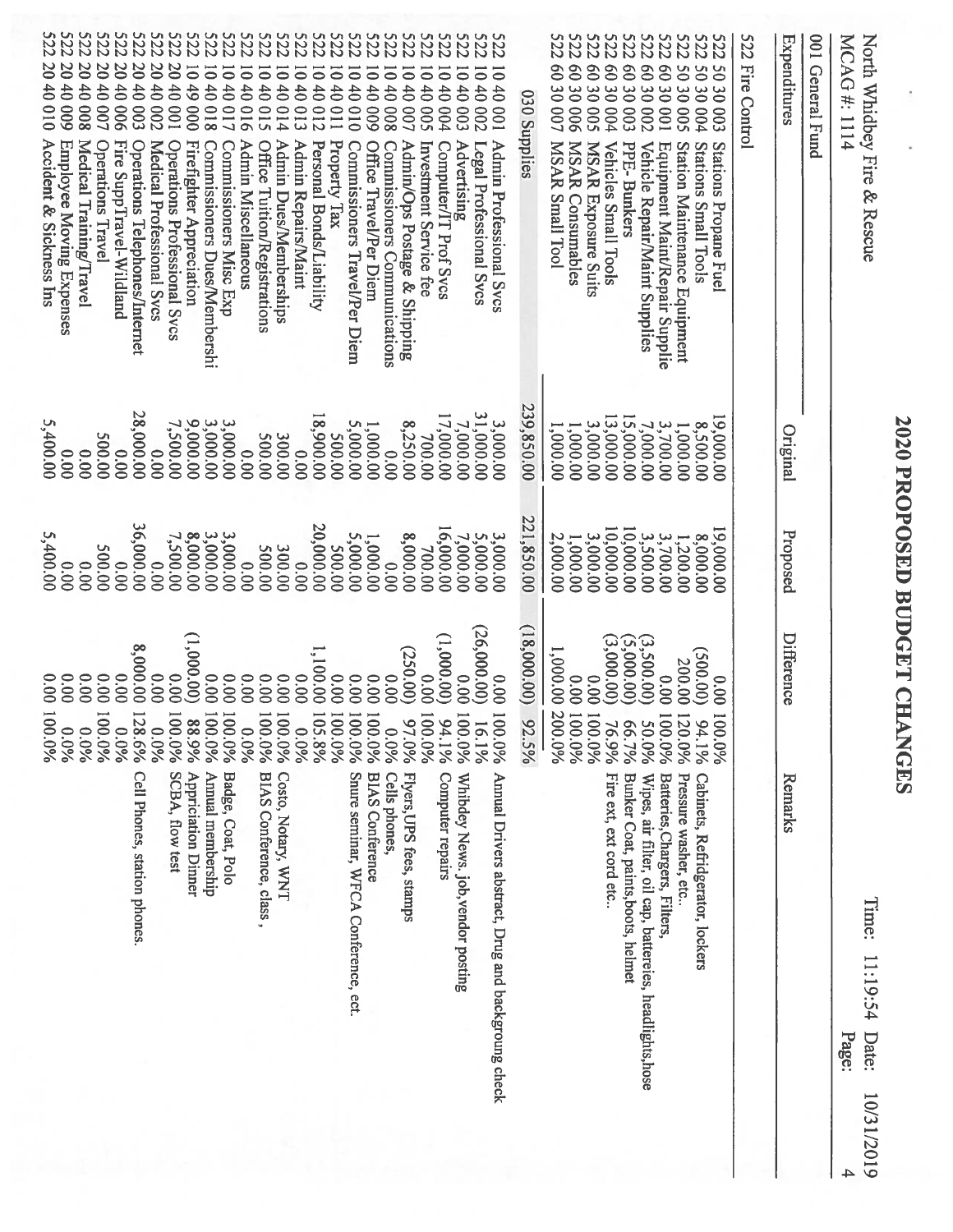# 2020 PROPOSED BUDGET CHANGES

North Whidbey Fire & Rescue
MCAG #: 1114

Time: 11:19:54 Date: 10/31/2019

001 General Fund

Expenditures

| | | Original | Proposed | Difference | | Remarks |
|---|---|---|---|---|---|---|
| **522 Fire Control** | | | | | | |
| 522 50 30 003 | Stations Propane Fuel | 19,000.00 | 19,000.00 | 0.00 | 100.0% | |
| 522 50 30 004 | Stations Small Tools | 8,500.00 | 8,000.00 | (500.00) | 94.1% | Cabinets, Refridgerator, lockers |
| 522 50 30 005 | Station Maintenance Equipment | 1,000.00 | 1,200.00 | 200.00 | 120.0% | Pressure washer, etc.. |
| 522 60 30 001 | Equipment Maint/Repair Supplie | 3,700.00 | 3,700.00 | 0.00 | 100.0% | Batteries,Chargers, Filters, |
| 522 60 30 002 | Vehicle Repair/Maint Supplies | 7,000.00 | 3,500.00 | (3,500.00) | 50.0% | Wipes, air filter, oil cap, battereies, headlights,hose |
| 522 60 30 003 | PPE- Bunkers | 15,000.00 | 10,000.00 | (5,000.00) | 66.7% | Bunker Coat, paints,boots, helmet |
| 522 60 30 004 | Vehicles Small Tools | 13,000.00 | 10,000.00 | (3,000.00) | 76.9% | Fire ext, ext cord etc.. |
| 522 60 30 005 | MSAR Exposure Suits | 3,000.00 | 3,000.00 | 0.00 | 100.0% | |
| 522 60 30 006 | MSAR Consumables | 1,000.00 | 1,000.00 | 0.00 | 100.0% | |
| 522 60 30 007 | MSAR Small Tool | 1,000.00 | 2,000.00 | 1,000.00 | 200.0% | |
| | **030 Supplies** | **239,850.00** | **221,850.00** | **(18,000.00)** | **92.5%** | |
| 522 10 40 001 | Admin Professional Svcs | 3,000.00 | 3,000.00 | 0.00 | 100.0% | Annual Drivers abstract, Drug and backgroung check |
| 522 10 40 002 | Legal Professional Svcs | 31,000.00 | 5,000.00 | (26,000.00) | 16.1% | |
| 522 10 40 003 | Advertising | 7,000.00 | 7,000.00 | 0.00 | 100.0% | Whibdey News, job,vendor posting |
| 522 10 40 004 | Computer/IT Prof Svcs | 17,000.00 | 16,000.00 | (1,000.00) | 94.1% | Computer repairs |
| 522 10 40 005 | Investment Service fee | 700.00 | 700.00 | 0.00 | 100.0% | |
| 522 10 40 007 | Admin/Ops Postage & Shipping | 8,250.00 | 8,000.00 | (250.00) | 97.0% | Flyers,UPS fees, stamps |
| 522 10 40 008 | Commissioners Communications | 0.00 | 0.00 | 0.00 | 0.0% | Cells phones, |
| 522 10 40 009 | Office Travel/Per Diem | 1,000.00 | 1,000.00 | 0.00 | 100.0% | BIAS Conference |
| 522 10 40 010 | Commissioners Travel/Per Diem | 5,000.00 | 5,000.00 | 0.00 | 100.0% | Snure seminar, WFCA Conference, ect. |
| 522 10 40 011 | Property Tax | 500.00 | 500.00 | 0.00 | 100.0% | |
| 522 10 40 012 | Personal Bonds/Liability | 18,900.00 | 20,000.00 | 1,100.00 | 105.8% | |
| 522 10 40 013 | Admin Repairs/Maint | 0.00 | 0.00 | 0.00 | 0.0% | |
| 522 10 40 014 | Admin Dues/Memberships | 300.00 | 300.00 | 0.00 | 100.0% | Costo, Notary, WNT |
| 522 10 40 015 | Office Tuition/Registrations | 500.00 | 500.00 | 0.00 | 100.0% | BIAS Conference, class , |
| 522 10 40 016 | Admin Miscellaneous | 0.00 | 0.00 | 0.00 | 0.0% | |
| 522 10 40 017 | Commissioners Misc Exp | 3,000.00 | 3,000.00 | 0.00 | 100.0% | Badge, Coat, Polo |
| 522 10 40 018 | Commissioners Dues/Membershi | 3,000.00 | 3,000.00 | 0.00 | 100.0% | Annual membership |
| 522 10 49 000 | Firefighter Appreciation | 9,000.00 | 8,000.00 | (1,000.00) | 88.9% | Appriciation Dinner |
| 522 20 40 001 | Operations Professional Svcs | 7,500.00 | 7,500.00 | 0.00 | 100.0% | SCBA, flow test |
| 522 20 40 002 | Medical Professional Svcs | 0.00 | 0.00 | 0.00 | 0.0% | |
| 522 20 40 003 | Operations Telephones/Internet | 28,000.00 | 36,000.00 | 8,000.00 | 128.6% | Cell Phones, station phones. |
| 522 20 40 006 | Fire SuppTravel-Wildland | 0.00 | 0.00 | 0.00 | 0.0% | |
| 522 20 40 007 | Operations Travel | 500.00 | 500.00 | 0.00 | 100.0% | |
| 522 20 40 008 | Medical Training/Travel | 0.00 | 0.00 | 0.00 | 0.0% | |
| 522 20 40 009 | Employee Moving Expenses | 0.00 | 0.00 | 0.00 | 0.0% | |
| 522 20 40 010 | Accident & Sickness Ins | 5,400.00 | 5,400.00 | 0.00 | 100.0% | |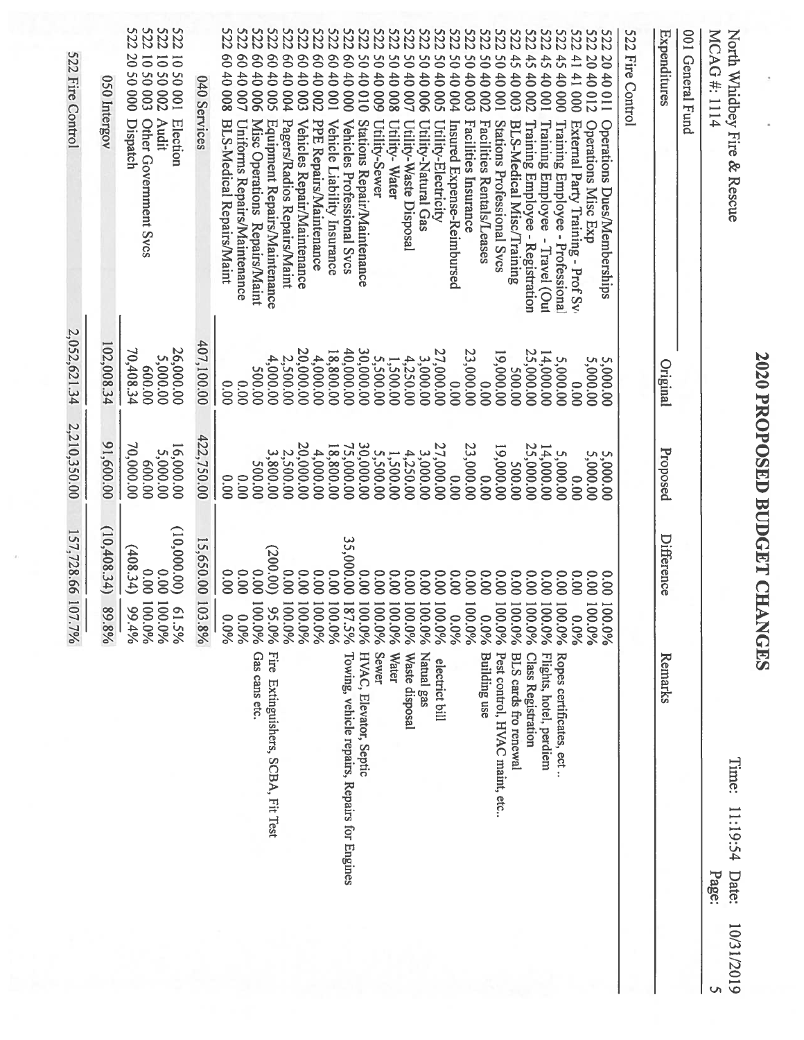# 2020 PROPOSED BUDGET CHANGES

North Whidbey Fire & Rescue
MCAG #: 1114

Time: 11:19:54 Date: 10/31/2019

## 001 General Fund

### Expenditures

| | Original | Proposed | Difference | | Remarks |
|---|---|---|---|---|---|
| **522 Fire Control** | | | | | |
| 522 20 40 011 Operations Dues/Memberships | 5,000.00 | 5,000.00 | 0.00 | 100.0% | |
| 522 20 40 012 Operations Misc Exp | 5,000.00 | 5,000.00 | 0.00 | 100.0% | |
| 522 41 41 000 External Party Training - Prof Sv | 0.00 | 0.00 | 0.00 | 0.0% | |
| 522 45 40 000 Training Employee - Professional | 5,000.00 | 5,000.00 | 0.00 | 100.0% | Ropes certificates, ect.. |
| 522 45 40 001 Training Employee - Travel (Out | 14,000.00 | 14,000.00 | 0.00 | 100.0% | Flights, hotel, perdiem |
| 522 45 40 002 Training Employee - Registration | 25,000.00 | 25,000.00 | 0.00 | 100.0% | Class Registration |
| 522 45 40 003 BLS-Medical Misc/Training | 500.00 | 500.00 | 0.00 | 100.0% | BLS cards fro renewal |
| 522 50 40 001 Stations Professional Svcs | 19,000.00 | 19,000.00 | 0.00 | 100.0% | Pest control, HVAC maint, etc.. |
| 522 50 40 002 Facilities Rentals/Leases | 0.00 | 0.00 | 0.00 | 0.0% | Building use |
| 522 50 40 003 Facilities Insurance | 23,000.00 | 23,000.00 | 0.00 | 100.0% | |
| 522 50 40 004 Insured Expense-Reimbursed | 0.00 | 0.00 | 0.00 | 0.0% | |
| 522 50 40 005 Utility-Electricity | 27,000.00 | 27,000.00 | 0.00 | 100.0% | electrict bill |
| 522 50 40 006 Utility-Natural Gas | 3,000.00 | 3,000.00 | 0.00 | 100.0% | Natual gas |
| 522 50 40 007 Utility-Waste Disposal | 4,250.00 | 4,250.00 | 0.00 | 100.0% | Waste disposal |
| 522 50 40 008 Utility- Water | 1,500.00 | 1,500.00 | 0.00 | 100.0% | Water |
| 522 50 40 009 Utility-Sewer | 5,500.00 | 5,500.00 | 0.00 | 100.0% | Sewer |
| 522 50 40 010 Stations Repair/Maintenance | 30,000.00 | 30,000.00 | 0.00 | 100.0% | HVAC, Elevator, Septic |
| 522 60 40 000 Vehicles Professional Svcs | 40,000.00 | 75,000.00 | 35,000.00 | 187.5% | Towing, vehicle repairs, Repairs for Engines |
| 522 60 40 001 Vehicle Liability Insurance | 18,800.00 | 18,800.00 | 0.00 | 100.0% | |
| 522 60 40 002 PPE Repairs/Maintenance | 4,000.00 | 4,000.00 | 0.00 | 100.0% | |
| 522 60 40 003 Vehicles Repair/Maintenance | 20,000.00 | 20,000.00 | 0.00 | 100.0% | |
| 522 60 40 004 Pagers/Radios Repairs/Maint | 2,500.00 | 2,500.00 | 0.00 | 100.0% | |
| 522 60 40 005 Equipment Repairs/Maintenance | 4,000.00 | 3,800.00 | (200.00) | 95.0% | Fire Extinguishers, SCBA, Fit Test |
| 522 60 40 006 Misc Operations Repairs/Maint | 500.00 | 500.00 | 0.00 | 100.0% | Gas cans etc. |
| 522 60 40 007 Uniforms Repairs/Maintenance | 0.00 | 0.00 | 0.00 | 0.0% | |
| 522 60 40 008 BLS-Medical Repairs/Maint | 0.00 | 0.00 | 0.00 | 0.0% | |
| **040 Services** | 407,100.00 | 422,750.00 | 15,650.00 | 103.8% | |
| 522 10 50 001 Election | 26,000.00 | 16,000.00 | (10,000.00) | 61.5% | |
| 522 10 50 002 Audit | 5,000.00 | 5,000.00 | 0.00 | 100.0% | |
| 522 10 50 003 Other Government Svcs | 600.00 | 600.00 | 0.00 | 100.0% | |
| 522 20 50 000 Dispatch | 70,408.34 | 70,000.00 | (408.34) | 99.4% | |
| **050 Intergov** | 102,008.34 | 91,600.00 | (10,408.34) | 89.8% | |
| **522 Fire Control** | 2,052,621.34 | 2,210,350.00 | 157,728.66 | 107.7% | |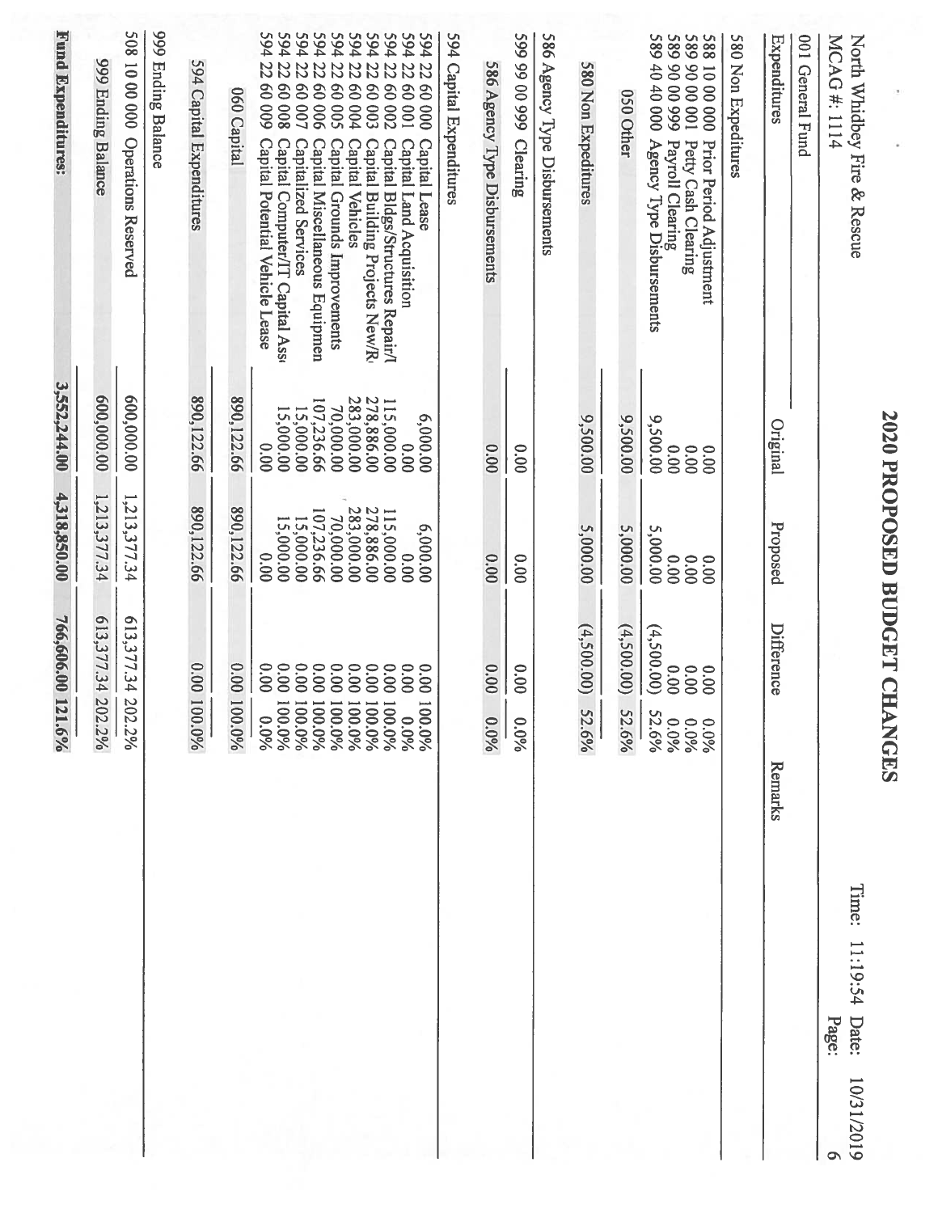# 2020 PROPOSED BUDGET CHANGES

North Whidbey Fire & Rescue
MCAG #: 1114

Time: 11:19:54 Date: 10/31/2019

001 General Fund

| Expenditures | Original | Proposed | Difference | | Remarks |
|---|---|---|---|---|---|
| **580 Non Expeditures** | | | | | |
| 588 10 00 000 Prior Period Adjustment | 0.00 | 0.00 | 0.00 | 0.0% | |
| 589 90 00 001 Petty Cash Clearing | 0.00 | 0.00 | 0.00 | 0.0% | |
| 589 90 00 999 Payroll Clearing | 0.00 | 0.00 | 0.00 | 0.0% | |
| 589 40 40 000 Agency Type Disbursements | 9,500.00 | 5,000.00 | (4,500.00) | 52.6% | |
| 050 Other | 9,500.00 | 5,000.00 | (4,500.00) | 52.6% | |
| 580 Non Expeditures | 9,500.00 | 5,000.00 | (4,500.00) | 52.6% | |
| **586 Agency Type Disbursements** | | | | | |
| 599 99 00 999 Clearing | 0.00 | 0.00 | 0.00 | 0.0% | |
| 586 Agency Type Disbursements | 0.00 | 0.00 | 0.00 | 0.0% | |
| **594 Capital Expenditures** | | | | | |
| 594 22 60 000 Capital Lease | 6,000.00 | 6,000.00 | 0.00 | 100.0% | |
| 594 22 60 001 Capital Land Acquisition | 0.00 | 0.00 | 0.00 | 0.0% | |
| 594 22 60 002 Capital Bldgs/Structures Repair/I | 115,000.00 | 115,000.00 | 0.00 | 100.0% | |
| 594 22 60 003 Capital Building Projects New/R | 278,886.00 | 278,886.00 | 0.00 | 100.0% | |
| 594 22 60 004 Capital Vehicles | 283,000.00 | 283,000.00 | 0.00 | 100.0% | |
| 594 22 60 005 Capital Grounds Improvements | 70,000.00 | 70,000.00 | 0.00 | 100.0% | |
| 594 22 60 006 Capital Miscellaneous Equipmen | 107,236.66 | 107,236.66 | 0.00 | 100.0% | |
| 594 22 60 007 Capitalized Services | 15,000.00 | 15,000.00 | 0.00 | 100.0% | |
| 594 22 60 008 Capital Computer/IT Capital Ass | 15,000.00 | 15,000.00 | 0.00 | 100.0% | |
| 594 22 60 009 Capital Potential Vehicle Lease | 0.00 | 0.00 | 0.00 | 0.0% | |
| 060 Capital | 890,122.66 | 890,122.66 | 0.00 | 100.0% | |
| 594 Capital Expenditures | 890,122.66 | 890,122.66 | 0.00 | 100.0% | |
| **999 Ending Balance** | | | | | |
| 508 10 00 000 Operations Reserved | 600,000.00 | 1,213,377.34 | 613,377.34 | 202.2% | |
| 999 Ending Balance | 600,000.00 | 1,213,377.34 | 613,377.34 | 202.2% | |
| **Fund Expenditures:** | **3,552,244.00** | **4,318,850.00** | **766,606.00** | **121.6%** | |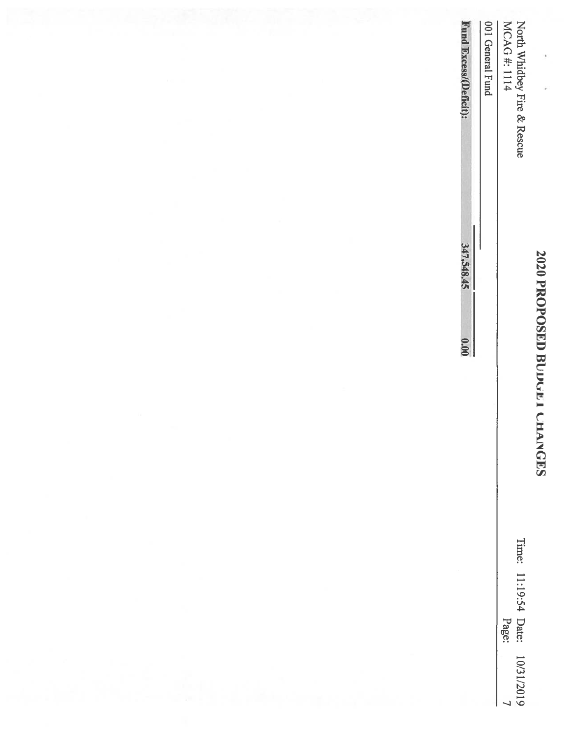North Whidbey Fire & Rescue
MCAG #: 1114

# 2020 PROPOSED BUDGET CHANGES

Time: 11:19:54 Date: 10/31/2019

001 General Fund

| | | |
|---|---|---|
| **Fund Excess/(Deficit):** | 347,548.45 | 0.00 |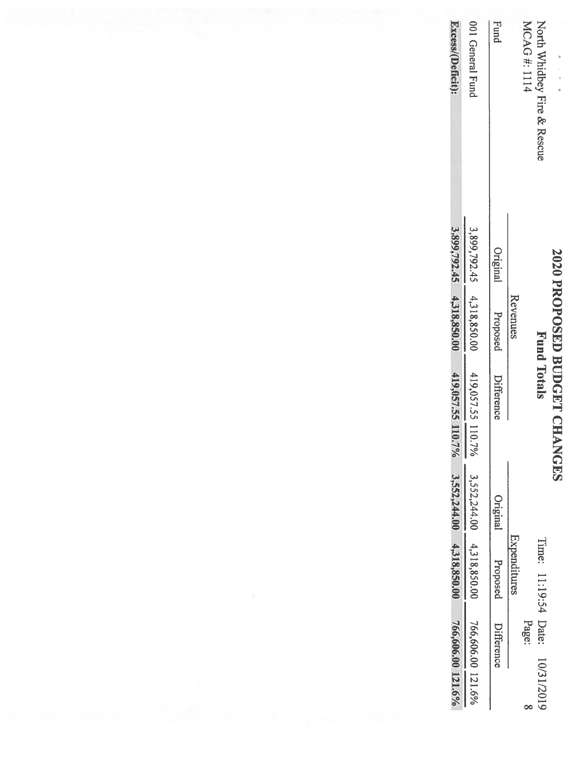North Whidbey Fire & Rescue
MCAG #: 1114

# 2020 PROPOSED BUDGET CHANGES

## Fund Totals

Time: 11:19:54 Date: 10/31/2019

| Fund | Revenues | | | | Expenditures | | | |
|---|---|---|---|---|---|---|---|---|
| | Original | Proposed | Difference | | Original | Proposed | Difference | |
| 001 General Fund | 3,899,792.45 | 4,318,850.00 | 419,057.55 | 110.7% | 3,552,244.00 | 4,318,850.00 | 766,606.00 | 121.6% |
| **Excess/(Deficit):** | **3,899,792.45** | **4,318,850.00** | **419,057.55** | **110.7%** | **3,552,244.00** | **4,318,850.00** | **766,606.00** | **121.6%** |